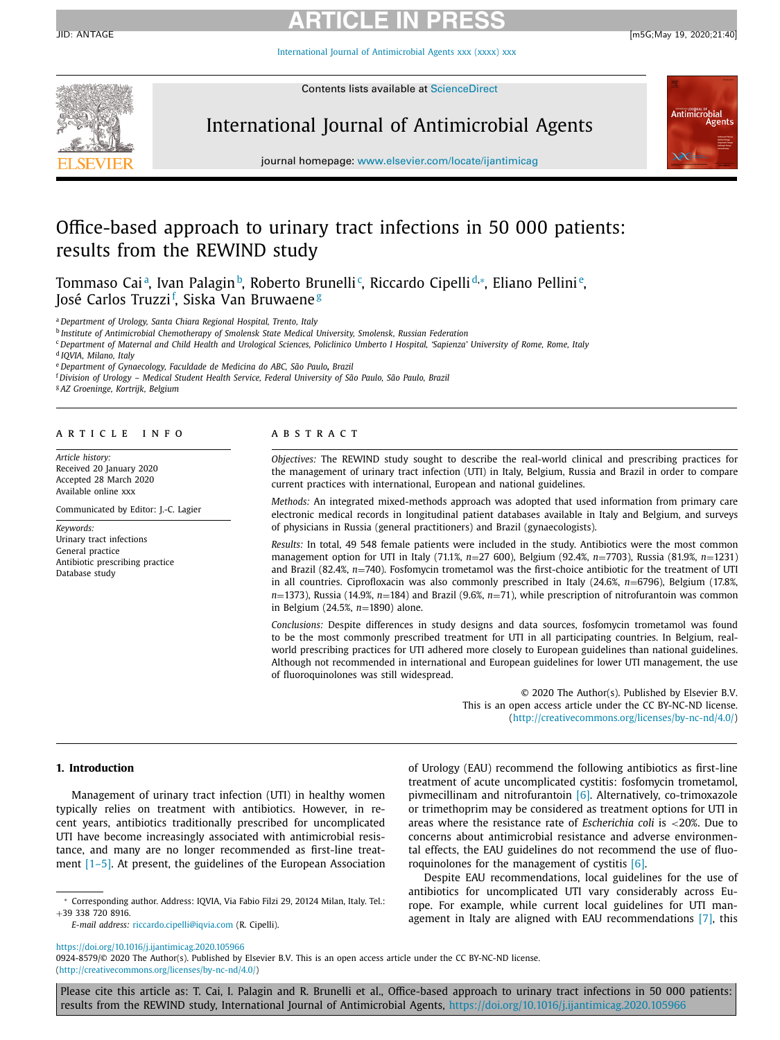# Office-based approach to urinary tract infections in 50 000 patients: results from the REWIND study

Tommaso Cai[a], Ivan Palagin[b], Roberto Brunelli[c], Riccardo Cipelli[d,*], Eliano Pellini[e], José Carlos Truzzi[f], Siska Van Bruwaene[g]

[a] Department of Urology, Santa Chiara Regional Hospital, Trento, Italy
[b] Institute of Antimicrobial Chemotherapy of Smolensk State Medical University, Smolensk, Russian Federation
[c] Department of Maternal and Child Health and Urological Sciences, Policlinico Umberto I Hospital, 'Sapienza' University of Rome, Rome, Italy
[d] IQVIA, Milano, Italy
[e] Department of Gynaecology, Faculdade de Medicina do ABC, São Paulo, Brazil
[f] Division of Urology – Medical Student Health Service, Federal University of São Paulo, São Paulo, Brazil
[g] AZ Groeninge, Kortrijk, Belgium

## ARTICLE INFO

*Article history:*
Received 20 January 2020
Accepted 28 March 2020
Available online xxx

Communicated by Editor: J.-C. Lagier

*Keywords:*
Urinary tract infections
General practice
Antibiotic prescribing practice
Database study

## ABSTRACT

*Objectives:* The REWIND study sought to describe the real-world clinical and prescribing practices for the management of urinary tract infection (UTI) in Italy, Belgium, Russia and Brazil in order to compare current practices with international, European and national guidelines.

*Methods:* An integrated mixed-methods approach was adopted that used information from primary care electronic medical records in longitudinal patient databases available in Italy and Belgium, and surveys of physicians in Russia (general practitioners) and Brazil (gynaecologists).

*Results:* In total, 49 548 female patients were included in the study. Antibiotics were the most common management option for UTI in Italy (71.1%, $n$=27 600), Belgium (92.4%, $n$=7703), Russia (81.9%, $n$=1231) and Brazil (82.4%, $n$=740). Fosfomycin trometamol was the first-choice antibiotic for the treatment of UTI in all countries. Ciprofloxacin was also commonly prescribed in Italy (24.6%, $n$=6796), Belgium (17.8%, $n$=1373), Russia (14.9%, $n$=184) and Brazil (9.6%, $n$=71), while prescription of nitrofurantoin was common in Belgium (24.5%, $n$=1890) alone.

*Conclusions:* Despite differences in study designs and data sources, fosfomycin trometamol was found to be the most commonly prescribed treatment for UTI in all participating countries. In Belgium, real-world prescribing practices for UTI adhered more closely to European guidelines than national guidelines. Although not recommended in international and European guidelines for lower UTI management, the use of fluoroquinolones was still widespread.

© 2020 The Author(s). Published by Elsevier B.V.
This is an open access article under the CC BY-NC-ND license.
(http://creativecommons.org/licenses/by-nc-nd/4.0/)

## 1. Introduction

Management of urinary tract infection (UTI) in healthy women typically relies on treatment with antibiotics. However, in recent years, antibiotics traditionally prescribed for uncomplicated UTI have become increasingly associated with antimicrobial resistance, and many are no longer recommended as first-line treatment [1–5]. At present, the guidelines of the European Association of Urology (EAU) recommend the following antibiotics as first-line treatment of acute uncomplicated cystitis: fosfomycin trometamol, pivmecillinam and nitrofurantoin [6]. Alternatively, co-trimoxazole or trimethoprim may be considered as treatment options for UTI in areas where the resistance rate of *Escherichia coli* is <20%. Due to concerns about antimicrobial resistance and adverse environmental effects, the EAU guidelines do not recommend the use of fluoroquinolones for the management of cystitis [6].

Despite EAU recommendations, local guidelines for the use of antibiotics for uncomplicated UTI vary considerably across Europe. For example, while current local guidelines for UTI management in Italy are aligned with EAU recommendations [7], this

* Corresponding author. Address: IQVIA, Via Fabio Filzi 29, 20124 Milan, Italy. Tel.: +39 338 720 8916.
*E-mail address:* riccardo.cipelli@iqvia.com (R. Cipelli).

https://doi.org/10.1016/j.ijantimicag.2020.105966
0924-8579/© 2020 The Author(s). Published by Elsevier B.V. This is an open access article under the CC BY-NC-ND license. (http://creativecommons.org/licenses/by-nc-nd/4.0/)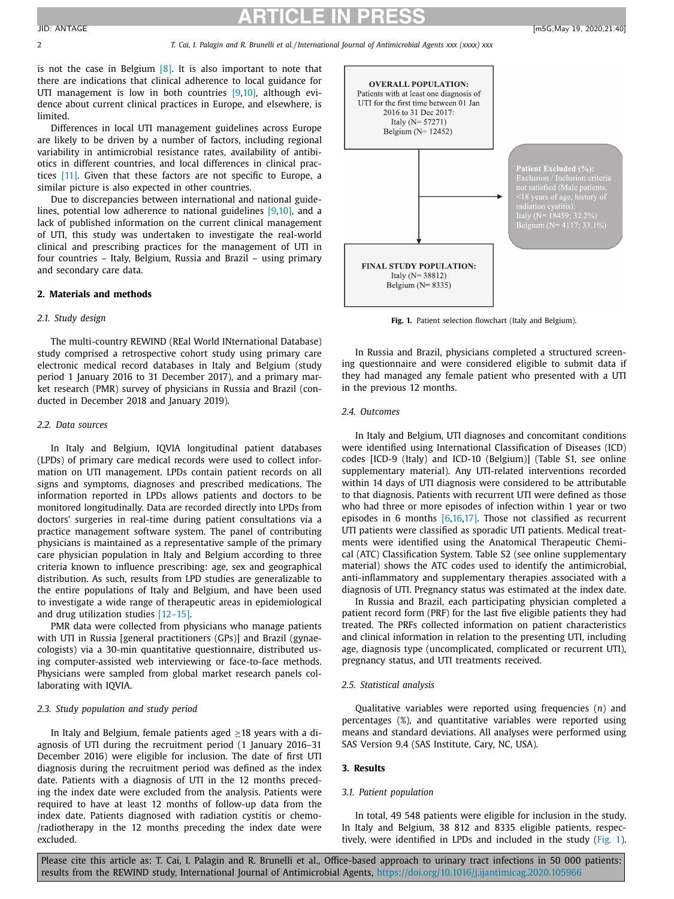is not the case in Belgium [8]. It is also important to note that there are indications that clinical adherence to local guidance for UTI management is low in both countries [9,10], although evidence about current clinical practices in Europe, and elsewhere, is limited.

Differences in local UTI management guidelines across Europe are likely to be driven by a number of factors, including regional variability in antimicrobial resistance rates, availability of antibiotics in different countries, and local differences in clinical practices [11]. Given that these factors are not specific to Europe, a similar picture is also expected in other countries.

Due to discrepancies between international and national guidelines, potential low adherence to national guidelines [9,10], and a lack of published information on the current clinical management of UTI, this study was undertaken to investigate the real-world clinical and prescribing practices for the management of UTI in four countries – Italy, Belgium, Russia and Brazil – using primary and secondary care data.

## 2. Materials and methods

### 2.1. Study design

The multi-country REWIND (REal World INternational Database) study comprised a retrospective cohort study using primary care electronic medical record databases in Italy and Belgium (study period 1 January 2016 to 31 December 2017), and a primary market research (PMR) survey of physicians in Russia and Brazil (conducted in December 2018 and January 2019).

### 2.2. Data sources

In Italy and Belgium, IQVIA longitudinal patient databases (LPDs) of primary care medical records were used to collect information on UTI management. LPDs contain patient records on all signs and symptoms, diagnoses and prescribed medications. The information reported in LPDs allows patients and doctors to be monitored longitudinally. Data are recorded directly into LPDs from doctors' surgeries in real-time during patient consultations via a practice management software system. The panel of contributing physicians is maintained as a representative sample of the primary care physician population in Italy and Belgium according to three criteria known to influence prescribing: age, sex and geographical distribution. As such, results from LPD studies are generalizable to the entire populations of Italy and Belgium, and have been used to investigate a wide range of therapeutic areas in epidemiological and drug utilization studies [12–15].

PMR data were collected from physicians who manage patients with UTI in Russia [general practitioners (GPs)] and Brazil (gynaecologists) via a 30-min quantitative questionnaire, distributed using computer-assisted web interviewing or face-to-face methods. Physicians were sampled from global market research panels collaborating with IQVIA.

### 2.3. Study population and study period

In Italy and Belgium, female patients aged ≥18 years with a diagnosis of UTI during the recruitment period (1 January 2016–31 December 2016) were eligible for inclusion. The date of first UTI diagnosis during the recruitment period was defined as the index date. Patients with a diagnosis of UTI in the 12 months preceding the index date were excluded from the analysis. Patients were required to have at least 12 months of follow-up data from the index date. Patients diagnosed with radiation cystitis or chemo-/radiotherapy in the 12 months preceding the index date were excluded.

**OVERALL POPULATION:** Patients with at least one diagnosis of UTI for the first time between 01 Jan 2016 to 31 Dec 2017: Italy (N= 57271) Belgium (N= 12452)

→ **Patient Excluded (%):** Exclusion / Inclusion criteria not satisfied (Male patients, <18 years of age, history of radiation cystitis): Italy (N= 18459; 32.2%) Belgium (N= 4117; 33.1%)

**FINAL STUDY POPULATION:** Italy (N= 38812) Belgium (N= 8335)

**Fig. 1.** Patient selection flowchart (Italy and Belgium).

In Russia and Brazil, physicians completed a structured screening questionnaire and were considered eligible to submit data if they had managed any female patient who presented with a UTI in the previous 12 months.

### 2.4. Outcomes

In Italy and Belgium, UTI diagnoses and concomitant conditions were identified using International Classification of Diseases (ICD) codes [ICD-9 (Italy) and ICD-10 (Belgium)] (Table S1, see online supplementary material). Any UTI-related interventions recorded within 14 days of UTI diagnosis were considered to be attributable to that diagnosis. Patients with recurrent UTI were defined as those who had three or more episodes of infection within 1 year or two episodes in 6 months [6,16,17]. Those not classified as recurrent UTI patients were classified as sporadic UTI patients. Medical treatments were identified using the Anatomical Therapeutic Chemical (ATC) Classification System. Table S2 (see online supplementary material) shows the ATC codes used to identify the antimicrobial, anti-inflammatory and supplementary therapies associated with a diagnosis of UTI. Pregnancy status was estimated at the index date.

In Russia and Brazil, each participating physician completed a patient record form (PRF) for the last five eligible patients they had treated. The PRFs collected information on patient characteristics and clinical information in relation to the presenting UTI, including age, diagnosis type (uncomplicated, complicated or recurrent UTI), pregnancy status, and UTI treatments received.

### 2.5. Statistical analysis

Qualitative variables were reported using frequencies (*n*) and percentages (%), and quantitative variables were reported using means and standard deviations. All analyses were performed using SAS Version 9.4 (SAS Institute, Cary, NC, USA).

## 3. Results

### 3.1. Patient population

In total, 49 548 patients were eligible for inclusion in the study. In Italy and Belgium, 38 812 and 8335 eligible patients, respectively, were identified in LPDs and included in the study (Fig. 1).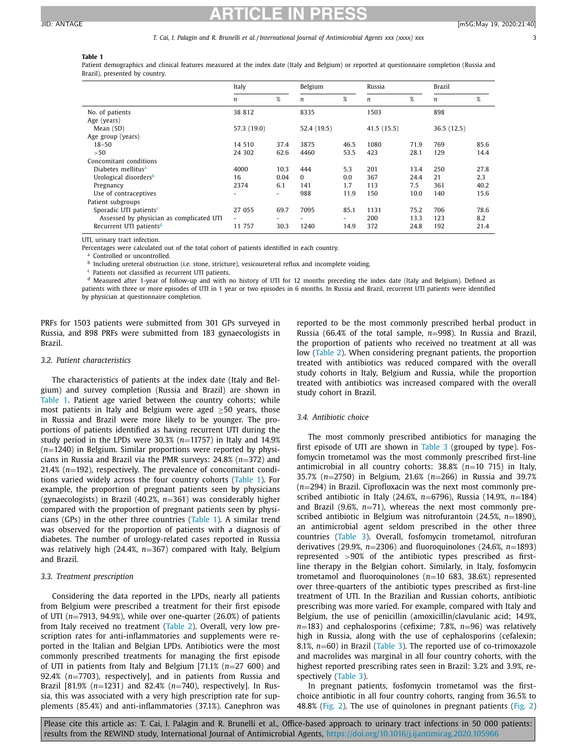**Table 1**
Patient demographics and clinical features measured at the index date (Italy and Belgium) or reported at questionnaire completion (Russia and Brazil), presented by country.

| | Italy | | Belgium | | Russia | | Brazil | |
|---|---|---|---|---|---|---|---|---|
| | *n* | % | *n* | % | *n* | % | *n* | % |
| No. of patients | 38 812 | | 8335 | | 1503 | | 898 | |
| Age (years) | | | | | | | | |
| Mean (SD) | 57.3 (19.0) | | 52.4 (19.5) | | 41.5 (15.5) | | 36.5 (12.5) | |
| Age group (years) | | | | | | | | |
| 18–50 | 14 510 | 37.4 | 3875 | 46.5 | 1080 | 71.9 | 769 | 85.6 |
| >50 | 24 302 | 62.6 | 4460 | 53.5 | 423 | 28.1 | 129 | 14.4 |
| Concomitant conditions | | | | | | | | |
| Diabetes mellitus[a] | 4000 | 10.3 | 444 | 5.3 | 201 | 13.4 | 250 | 27.8 |
| Urological disorders[b] | 16 | 0.04 | 0 | 0.0 | 367 | 24.4 | 21 | 2.3 |
| Pregnancy | 2374 | 6.1 | 141 | 1.7 | 113 | 7.5 | 361 | 40.2 |
| Use of contraceptives | - | - | 988 | 11.9 | 150 | 10.0 | 140 | 15.6 |
| Patient subgroups | | | | | | | | |
| Sporadic UTI patients[c] | 27 055 | 69.7 | 7095 | 85.1 | 1131 | 75.2 | 706 | 78.6 |
| Assessed by physician as complicated UTI | - | - | - | - | 200 | 13.3 | 123 | 8.2 |
| Recurrent UTI patients[d] | 11 757 | 30.3 | 1240 | 14.9 | 372 | 24.8 | 192 | 21.4 |

UTI, urinary tract infection.
Percentages were calculated out of the total cohort of patients identified in each country.
[a] Controlled or uncontrolled.
[b] Including ureteral obstruction (i.e. stone, stricture), vesicoureteral reflux and incomplete voiding.
[c] Patients not classified as recurrent UTI patients.
[d] Measured after 1-year of follow-up and with no history of UTI for 12 months preceding the index date (Italy and Belgium). Defined as patients with three or more episodes of UTI in 1 year or two episodes in 6 months. In Russia and Brazil, recurrent UTI patients were identified by physician at questionnaire completion.

PRFs for 1503 patients were submitted from 301 GPs surveyed in Russia, and 898 PRFs were submitted from 183 gynaecologists in Brazil.

### 3.2. Patient characteristics

The characteristics of patients at the index date (Italy and Belgium) and survey completion (Russia and Brazil) are shown in Table 1. Patient age varied between the country cohorts; while most patients in Italy and Belgium were aged ≥50 years, those in Russia and Brazil were more likely to be younger. The proportions of patients identified as having recurrent UTI during the study period in the LPDs were 30.3% ($n$=11757) in Italy and 14.9% ($n$=1240) in Belgium. Similar proportions were reported by physicians in Russia and Brazil via the PMR surveys: 24.8% ($n$=372) and 21.4% ($n$=192), respectively. The prevalence of concomitant conditions varied widely across the four country cohorts (Table 1). For example, the proportion of pregnant patients seen by physicians (gynaecologists) in Brazil (40.2%, $n$=361) was considerably higher compared with the proportion of pregnant patients seen by physicians (GPs) in the other three countries (Table 1). A similar trend was observed for the proportion of patients with a diagnosis of diabetes. The number of urology-related cases reported in Russia was relatively high (24.4%, $n$=367) compared with Italy, Belgium and Brazil.

### 3.3. Treatment prescription

Considering the data reported in the LPDs, nearly all patients from Belgium were prescribed a treatment for their first episode of UTI ($n$=7913, 94.9%), while over one-quarter (26.0%) of patients from Italy received no treatment (Table 2). Overall, very low prescription rates for anti-inflammatories and supplements were reported in the Italian and Belgian LPDs. Antibiotics were the most commonly prescribed treatments for managing the first episode of UTI in patients from Italy and Belgium [71.1% ($n$=27 600) and 92.4% ($n$=7703), respectively], and in patients from Russia and Brazil [81.9% ($n$=1231) and 82.4% ($n$=740), respectively]. In Russia, this was associated with a very high prescription rate for supplements (85.4%) and anti-inflammatories (37.1%). Canephron was reported to be the most commonly prescribed herbal product in Russia (66.4% of the total sample, $n$=998). In Russia and Brazil, the proportion of patients who received no treatment at all was low (Table 2). When considering pregnant patients, the proportion treated with antibiotics was reduced compared with the overall study cohorts in Italy, Belgium and Russia, while the proportion treated with antibiotics was increased compared with the overall study cohort in Brazil.

### 3.4. Antibiotic choice

The most commonly prescribed antibiotics for managing the first episode of UTI are shown in Table 3 (grouped by type). Fosfomycin trometamol was the most commonly prescribed first-line antimicrobial in all country cohorts: 38.8% ($n$=10 715) in Italy, 35.7% ($n$=2750) in Belgium, 21.6% ($n$=266) in Russia and 39.7% ($n$=294) in Brazil. Ciprofloxacin was the next most commonly prescribed antibiotic in Italy (24.6%, $n$=6796), Russia (14.9%, $n$=184) and Brazil (9.6%, $n$=71), whereas the next most commonly prescribed antibiotic in Belgium was nitrofurantoin (24.5%, $n$=1890), an antimicrobial agent seldom prescribed in the other three countries (Table 3). Overall, fosfomycin trometamol, nitrofuran derivatives (29.9%, $n$=2306) and fluoroquinolones (24.6%, $n$=1893) represented >90% of the antibiotic types prescribed as first-line therapy in the Belgian cohort. Similarly, in Italy, fosfomycin trometamol and fluoroquinolones ($n$=10 683, 38.6%) represented over three-quarters of the antibiotic types prescribed as first-line treatment of UTI. In the Brazilian and Russian cohorts, antibiotic prescribing was more varied. For example, compared with Italy and Belgium, the use of penicillin (amoxicillin/clavulanic acid; 14.9%, $n$=183) and cephalosporins (cefixime; 7.8%, $n$=96) was relatively high in Russia, along with the use of cephalosporins (cefalexin; 8.1%, $n$=60) in Brazil (Table 3). The reported use of co-trimoxazole and macrolides was marginal in all four country cohorts, with the highest reported prescribing rates seen in Brazil: 3.2% and 3.9%, respectively (Table 3).

In pregnant patients, fosfomycin trometamol was the first-choice antibiotic in all four country cohorts, ranging from 36.5% to 48.8% (Fig. 2). The use of quinolones in pregnant patients (Fig. 2)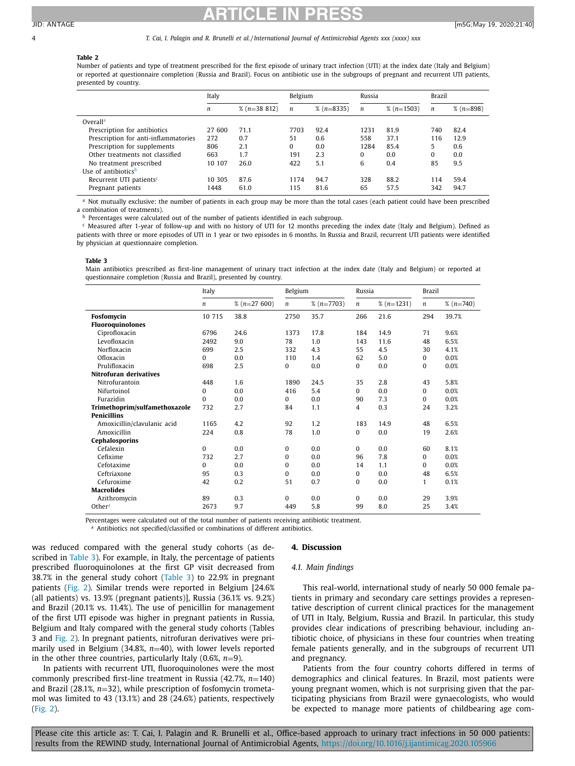**Table 2**

Number of patients and type of treatment prescribed for the first episode of urinary tract infection (UTI) at the index date (Italy and Belgium) or reported at questionnaire completion (Russia and Brazil). Focus on antibiotic use in the subgroups of pregnant and recurrent UTI patients, presented by country.

| | Italy | | Belgium | | Russia | | Brazil | |
|---|---|---|---|---|---|---|---|---|
| | *n* | % (*n*=38 812) | *n* | % (*n*=8335) | *n* | % (*n*=1503) | *n* | % (*n*=898) |
| Overall[a] | | | | | | | | |
| Prescription for antibiotics | 27 600 | 71.1 | 7703 | 92.4 | 1231 | 81.9 | 740 | 82.4 |
| Prescription for anti-inflammatories | 272 | 0.7 | 51 | 0.6 | 558 | 37.1 | 116 | 12.9 |
| Prescription for supplements | 806 | 2.1 | 0 | 0.0 | 1284 | 85.4 | 5 | 0.6 |
| Other treatments not classified | 663 | 1.7 | 191 | 2.3 | 0 | 0.0 | 0 | 0.0 |
| No treatment prescribed | 10 107 | 26.0 | 422 | 5.1 | 6 | 0.4 | 85 | 9.5 |
| Use of antibiotics[b] | | | | | | | | |
| Recurrent UTI patients[c] | 10 305 | 87.6 | 1174 | 94.7 | 328 | 88.2 | 114 | 59.4 |
| Pregnant patients | 1448 | 61.0 | 115 | 81.6 | 65 | 57.5 | 342 | 94.7 |

[a] Not mutually exclusive: the number of patients in each group may be more than the total cases (each patient could have been prescribed a combination of treatments).

[b] Percentages were calculated out of the number of patients identified in each subgroup.

[c] Measured after 1-year of follow-up and with no history of UTI for 12 months preceding the index date (Italy and Belgium). Defined as patients with three or more episodes of UTI in 1 year or two episodes in 6 months. In Russia and Brazil, recurrent UTI patients were identified by physician at questionnaire completion.

**Table 3**

Main antibiotics prescribed as first-line management of urinary tract infection at the index date (Italy and Belgium) or reported at questionnaire completion (Russia and Brazil), presented by country.

| | Italy | | Belgium | | Russia | | Brazil | |
|---|---|---|---|---|---|---|---|---|
| | *n* | % (*n*=27 600) | *n* | % (*n*=7703) | *n* | % (*n*=1231) | *n* | % (*n*=740) |
| **Fosfomycin** | 10 715 | 38.8 | 2750 | 35.7 | 266 | 21.6 | 294 | 39.7% |
| **Fluoroquinolones** | | | | | | | | |
| Ciprofloxacin | 6796 | 24.6 | 1373 | 17.8 | 184 | 14.9 | 71 | 9.6% |
| Levofloxacin | 2492 | 9.0 | 78 | 1.0 | 143 | 11.6 | 48 | 6.5% |
| Norfloxacin | 699 | 2.5 | 332 | 4.3 | 55 | 4.5 | 30 | 4.1% |
| Ofloxacin | 0 | 0.0 | 110 | 1.4 | 62 | 5.0 | 0 | 0.0% |
| Prulifloxacin | 698 | 2.5 | 0 | 0.0 | 0 | 0.0 | 0 | 0.0% |
| **Nitrofuran derivatives** | | | | | | | | |
| Nitrofurantoin | 448 | 1.6 | 1890 | 24.5 | 35 | 2.8 | 43 | 5.8% |
| Nifurtoinol | 0 | 0.0 | 416 | 5.4 | 0 | 0.0 | 0 | 0.0% |
| Furazidin | 0 | 0.0 | 0 | 0.0 | 90 | 7.3 | 0 | 0.0% |
| **Trimethoprim/sulfamethoxazole** | 732 | 2.7 | 84 | 1.1 | 4 | 0.3 | 24 | 3.2% |
| **Penicillins** | | | | | | | | |
| Amoxicillin/clavulanic acid | 1165 | 4.2 | 92 | 1.2 | 183 | 14.9 | 48 | 6.5% |
| Amoxicillin | 224 | 0.8 | 78 | 1.0 | 0 | 0.0 | 19 | 2.6% |
| **Cephalosporins** | | | | | | | | |
| Cefalexin | 0 | 0.0 | 0 | 0.0 | 0 | 0.0 | 60 | 8.1% |
| Cefixime | 732 | 2.7 | 0 | 0.0 | 96 | 7.8 | 0 | 0.0% |
| Cefotaxime | 0 | 0.0 | 0 | 0.0 | 14 | 1.1 | 0 | 0.0% |
| Ceftriaxone | 95 | 0.3 | 0 | 0.0 | 0 | 0.0 | 48 | 6.5% |
| Cefuroxime | 42 | 0.2 | 51 | 0.7 | 0 | 0.0 | 1 | 0.1% |
| **Macrolides** | | | | | | | | |
| Azithromycin | 89 | 0.3 | 0 | 0.0 | 0 | 0.0 | 29 | 3.9% |
| Other[a] | 2673 | 9.7 | 449 | 5.8 | 99 | 8.0 | 25 | 3.4% |

Percentages were calculated out of the total number of patients receiving antibiotic treatment.

[a] Antibiotics not specified/classified or combinations of different antibiotics.

was reduced compared with the general study cohorts (as described in Table 3). For example, in Italy, the percentage of patients prescribed fluoroquinolones at the first GP visit decreased from 38.7% in the general study cohort (Table 3) to 22.9% in pregnant patients (Fig. 2). Similar trends were reported in Belgium [24.6% (all patients) vs. 13.9% (pregnant patients)], Russia (36.1% vs. 9.2%) and Brazil (20.1% vs. 11.4%). The use of penicillin for management of the first UTI episode was higher in pregnant patients in Russia, Belgium and Italy compared with the general study cohorts (Tables 3 and Fig. 2). In pregnant patients, nitrofuran derivatives were primarily used in Belgium (34.8%, *n*=40), with lower levels reported in the other three countries, particularly Italy (0.6%, *n*=9).

In patients with recurrent UTI, fluoroquinolones were the most commonly prescribed first-line treatment in Russia (42.7%, *n*=140) and Brazil (28.1%, *n*=32), while prescription of fosfomycin trometamol was limited to 43 (13.1%) and 28 (24.6%) patients, respectively (Fig. 2).

## 4. Discussion

### *4.1. Main findings*

This real-world, international study of nearly 50 000 female patients in primary and secondary care settings provides a representative description of current clinical practices for the management of UTI in Italy, Belgium, Russia and Brazil. In particular, this study provides clear indications of prescribing behaviour, including antibiotic choice, of physicians in these four countries when treating female patients generally, and in the subgroups of recurrent UTI and pregnancy.

Patients from the four country cohorts differed in terms of demographics and clinical features. In Brazil, most patients were young pregnant women, which is not surprising given that the participating physicians from Brazil were gynaecologists, who would be expected to manage more patients of childbearing age com-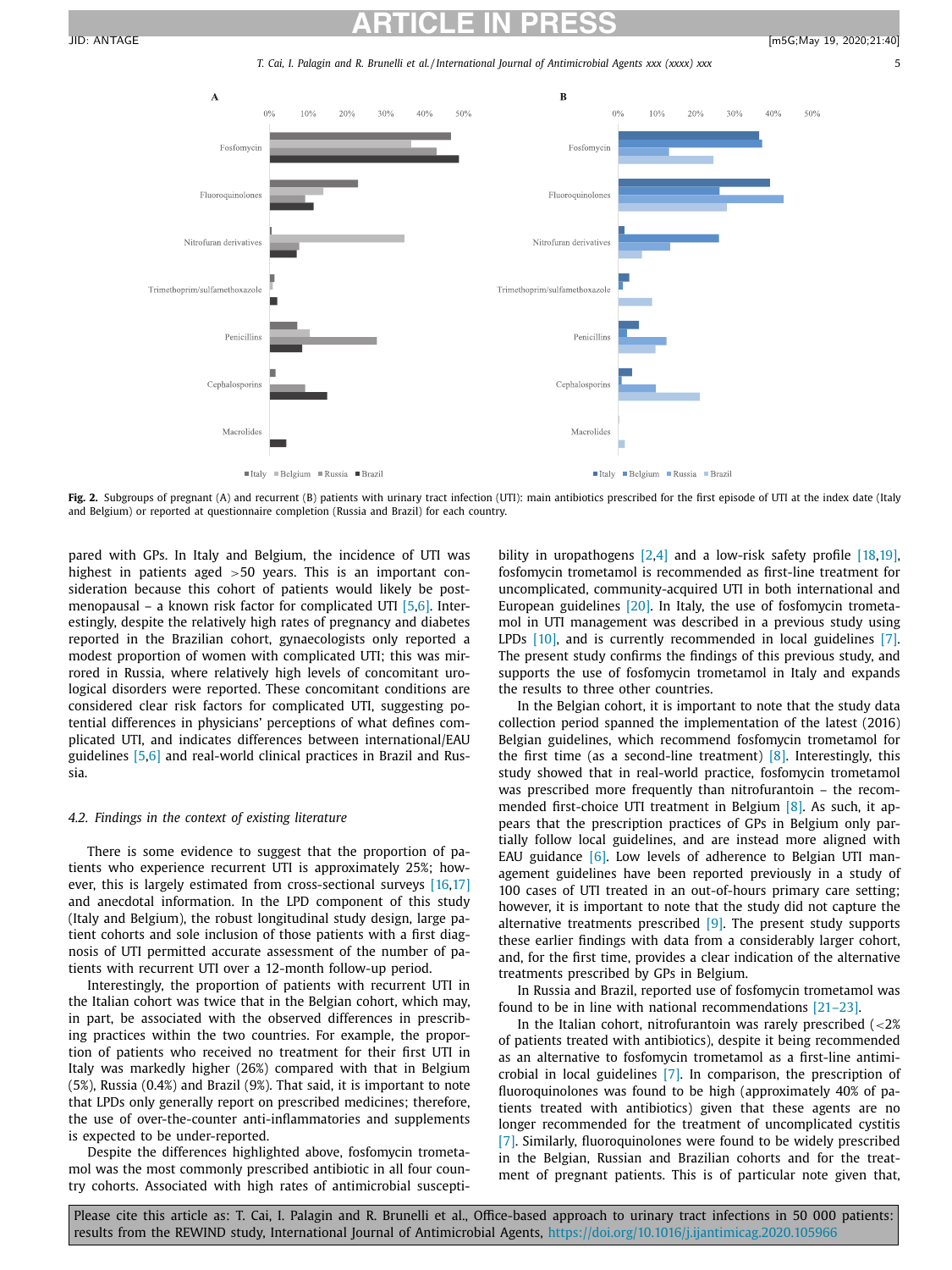Fig. 2. Subgroups of pregnant (A) and recurrent (B) patients with urinary tract infection (UTI): main antibiotics prescribed for the first episode of UTI at the index date (Italy and Belgium) or reported at questionnaire completion (Russia and Brazil) for each country.

pared with GPs. In Italy and Belgium, the incidence of UTI was highest in patients aged >50 years. This is an important consideration because this cohort of patients would likely be postmenopausal – a known risk factor for complicated UTI [5,6]. Interestingly, despite the relatively high rates of pregnancy and diabetes reported in the Brazilian cohort, gynaecologists only reported a modest proportion of women with complicated UTI; this was mirrored in Russia, where relatively high levels of concomitant urological disorders were reported. These concomitant conditions are considered clear risk factors for complicated UTI, suggesting potential differences in physicians' perceptions of what defines complicated UTI, and indicates differences between international/EAU guidelines [5,6] and real-world clinical practices in Brazil and Russia.

### 4.2. Findings in the context of existing literature

There is some evidence to suggest that the proportion of patients who experience recurrent UTI is approximately 25%; however, this is largely estimated from cross-sectional surveys [16,17] and anecdotal information. In the LPD component of this study (Italy and Belgium), the robust longitudinal study design, large patient cohorts and sole inclusion of those patients with a first diagnosis of UTI permitted accurate assessment of the number of patients with recurrent UTI over a 12-month follow-up period.

Interestingly, the proportion of patients with recurrent UTI in the Italian cohort was twice that in the Belgian cohort, which may, in part, be associated with the observed differences in prescribing practices within the two countries. For example, the proportion of patients who received no treatment for their first UTI in Italy was markedly higher (26%) compared with that in Belgium (5%), Russia (0.4%) and Brazil (9%). That said, it is important to note that LPDs only generally report on prescribed medicines; therefore, the use of over-the-counter anti-inflammatories and supplements is expected to be under-reported.

Despite the differences highlighted above, fosfomycin trometamol was the most commonly prescribed antibiotic in all four country cohorts. Associated with high rates of antimicrobial susceptibility in uropathogens [2,4] and a low-risk safety profile [18,19], fosfomycin trometamol is recommended as first-line treatment for uncomplicated, community-acquired UTI in both international and European guidelines [20]. In Italy, the use of fosfomycin trometamol in UTI management was described in a previous study using LPDs [10], and is currently recommended in local guidelines [7]. The present study confirms the findings of this previous study, and supports the use of fosfomycin trometamol in Italy and expands the results to three other countries.

In the Belgian cohort, it is important to note that the study data collection period spanned the implementation of the latest (2016) Belgian guidelines, which recommend fosfomycin trometamol for the first time (as a second-line treatment) [8]. Interestingly, this study showed that in real-world practice, fosfomycin trometamol was prescribed more frequently than nitrofurantoin – the recommended first-choice UTI treatment in Belgium [8]. As such, it appears that the prescription practices of GPs in Belgium only partially follow local guidelines, and are instead more aligned with EAU guidance [6]. Low levels of adherence to Belgian UTI management guidelines have been reported previously in a study of 100 cases of UTI treated in an out-of-hours primary care setting; however, it is important to note that the study did not capture the alternative treatments prescribed [9]. The present study supports these earlier findings with data from a considerably larger cohort, and, for the first time, provides a clear indication of the alternative treatments prescribed by GPs in Belgium.

In Russia and Brazil, reported use of fosfomycin trometamol was found to be in line with national recommendations [21–23].

In the Italian cohort, nitrofurantoin was rarely prescribed (<2% of patients treated with antibiotics), despite it being recommended as an alternative to fosfomycin trometamol as a first-line antimicrobial in local guidelines [7]. In comparison, the prescription of fluoroquinolones was found to be high (approximately 40% of patients treated with antibiotics) given that these agents are no longer recommended for the treatment of uncomplicated cystitis [7]. Similarly, fluoroquinolones were found to be widely prescribed in the Belgian, Russian and Brazilian cohorts and for the treatment of pregnant patients. This is of particular note given that,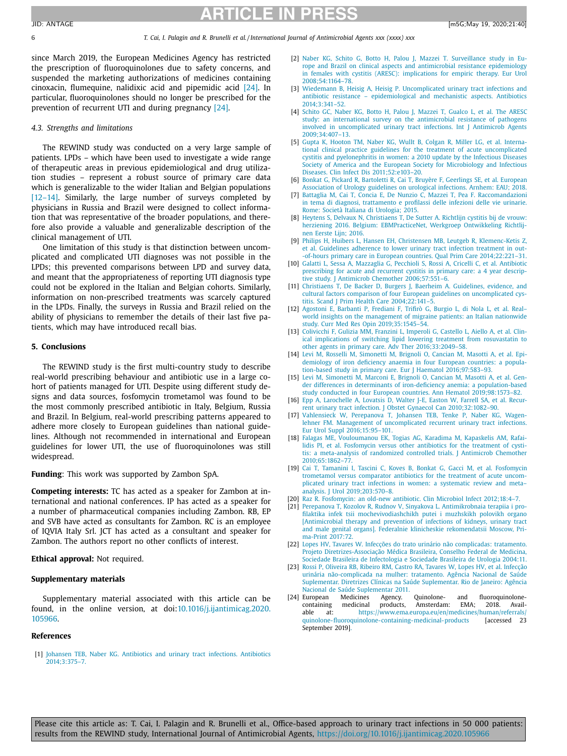since March 2019, the European Medicines Agency has restricted the prescription of fluoroquinolones due to safety concerns, and suspended the marketing authorizations of medicines containing cinoxacin, flumequine, nalidixic acid and pipemidic acid [24]. In particular, fluoroquinolones should no longer be prescribed for the prevention of recurrent UTI and during pregnancy [24].

### 4.3. Strengths and limitations

The REWIND study was conducted on a very large sample of patients. LPDs – which have been used to investigate a wide range of therapeutic areas in previous epidemiological and drug utilization studies – represent a robust source of primary care data which is generalizable to the wider Italian and Belgian populations [12–14]. Similarly, the large number of surveys completed by physicians in Russia and Brazil were designed to collect information that was representative of the broader populations, and therefore also provide a valuable and generalizable description of the clinical management of UTI.

One limitation of this study is that distinction between uncomplicated and complicated UTI diagnoses was not possible in the LPDs; this prevented comparisons between LPD and survey data, and meant that the appropriateness of reporting UTI diagnosis type could not be explored in the Italian and Belgian cohorts. Similarly, information on non-prescribed treatments was scarcely captured in the LPDs. Finally, the surveys in Russia and Brazil relied on the ability of physicians to remember the details of their last five patients, which may have introduced recall bias.

## 5. Conclusions

The REWIND study is the first multi-country study to describe real-world prescribing behaviour and antibiotic use in a large cohort of patients managed for UTI. Despite using different study designs and data sources, fosfomycin trometamol was found to be the most commonly prescribed antibiotic in Italy, Belgium, Russia and Brazil. In Belgium, real-world prescribing patterns appeared to adhere more closely to European guidelines than national guidelines. Although not recommended in international and European guidelines for lower UTI, the use of fluoroquinolones was still widespread.

**Funding**: This work was supported by Zambon SpA.

**Competing interests:** TC has acted as a speaker for Zambon at international and national conferences. IP has acted as a speaker for a number of pharmaceutical companies including Zambon. RB, EP and SVB have acted as consultants for Zambon. RC is an employee of IQVIA Italy Srl. JCT has acted as a consultant and speaker for Zambon. The authors report no other conflicts of interest.

**Ethical approval:** Not required.

## Supplementary materials

Supplementary material associated with this article can be found, in the online version, at doi:10.1016/j.ijantimicag.2020.105966.

## References

[1] Johansen TEB, Naber KG. Antibiotics and urinary tract infections. Antibiotics 2014;3:375–7.

[2] Naber KG, Schito G, Botto H, Palou J, Mazzei T. Surveillance study in Europe and Brazil on clinical aspects and antimicrobial resistance epidemiology in females with cystitis (ARESC): implications for empiric therapy. Eur Urol 2008;54:1164–78.

[3] Wiedemann B, Heisig A, Heisig P. Uncomplicated urinary tract infections and antibiotic resistance – epidemiological and mechanistic aspects. Antibiotics 2014;3:341–52.

[4] Schito GC, Naber KG, Botto H, Palou J, Mazzei T, Gualco L, et al. The ARESC study: an international survey on the antimicrobial resistance of pathogens involved in uncomplicated urinary tract infections. Int J Antimicrob Agents 2009;34:407–13.

[5] Gupta K, Hooton TM, Naber KG, Wullt B, Colgan R, Miller LG, et al. International clinical practice guidelines for the treatment of acute uncomplicated cystitis and pyelonephritis in women: a 2010 update by the Infectious Diseases Society of America and the European Society for Microbiology and Infectious Diseases. Clin Infect Dis 2011;52:e103–20.

[6] Bonkat G, Pickard R, Bartoletti R, Cai T, Bruyère F, Geerlings SE, et al. European Association of Urology guidelines on urological infections. Arnhem: EAU; 2018.

[7] Battaglia M, Cai T, Concia E, De Nunzio C, Mazzei T, Pea F. Raccomandazioni in tema di diagnosi, trattamento e profilassi delle infezioni delle vie urinarie. Rome: Società Italiana di Urologia; 2015.

[8] Heytens S, Delvaux N, Christiaens T, De Sutter A. Richtlijn cystitis bij de vrouw: herziening 2016. Belgium: EBMPracticeNet, Werkgroep Ontwikkeling Richtlijnen Eerste Lijn; 2016.

[9] Philips H, Huibers L, Hansen EH, Christensen MB, Leutgeb R, Klemenc-Ketis Z, et al. Guidelines adherence to lower urinary tract infection treatment in out-of-hours primary care in European countries. Qual Prim Care 2014;22:221–31.

[10] Galatti L, Sessa A, Mazzaglia G, Pecchioli S, Rossi A, Cricelli C, et al. Antibiotic prescribing for acute and recurrent cystitis in primary care: a 4 year descriptive study. J Antimicrob Chemother 2006;57:551–6.

[11] Christiaens T, De Backer D, Burgers J, Baerheim A. Guidelines, evidence, and cultural factors comparison of four European guidelines on uncomplicated cystitis. Scand J Prim Health Care 2004;22:141–5.

[12] Agostoni E, Barbanti P, Frediani F, Trifirò G, Burgio L, di Nola L, et al. Real-world insights on the management of migraine patients: an Italian nationwide study. Curr Med Res Opin 2019;35:1545–54.

[13] Colivicchi F, Gulizia MM, Franzini L, Imperoli G, Castello L, Aiello A, et al. Clinical implications of switching lipid lowering treatment from rosuvastatin to other agents in primary care. Adv Ther 2016;33:2049–58.

[14] Levi M, Rosselli M, Simonetti M, Brignoli O, Cancian M, Masotti A, et al. Epidemiology of iron deficiency anaemia in four European countries: a population-based study in primary care. Eur J Haematol 2016;97:583–93.

[15] Levi M, Simonetti M, Marconi E, Brignoli O, Cancian M, Masotti A, et al. Gender differences in determinants of iron-deficiency anemia: a population-based study conducted in four European countries. Ann Hematol 2019;98:1573–82.

[16] Epp A, Larochelle A, Lovatsis D, Walter J-E, Easton W, Farrell SA, et al. Recurrent urinary tract infection. J Obstet Gynaecol Can 2010;32:1082–90.

[17] Vahlensieck W, Perepanova T, Johansen TEB, Tenke P, Naber KG, Wagenlehner FM. Management of uncomplicated recurrent urinary tract infections. Eur Urol Suppl 2016;15:95–101.

[18] Falagas ME, Vouloumanou EK, Togias AG, Karadima M, Kapaskelis AM, Rafailidis PI, et al. Fosfomycin versus other antibiotics for the treatment of cystitis: a meta-analysis of randomized controlled trials. J Antimicrob Chemother 2010;65:1862–77.

[19] Cai T, Tamanini I, Tascini C, Koves B, Bonkat G, Gacci M, et al. Fosfomycin trometamol versus comparator antibiotics for the treatment of acute uncomplicated urinary tract infections in women: a systematic review and meta-analysis. J Urol 2019;203:570–8.

[20] Raz R. Fosfomycin: an old-new antibiotic. Clin Microbiol Infect 2012;18:4–7.

[21] Perepanova T, Kozolov R, Rudnov V, Sinyakova L. Antimikrobnaia terapiia i profilaktika infek tsii mochevivodiashchikh putei i muzhskikh polovikh organo [Antimicrobial therapy and prevention of infections of kidneys, urinary tract and male genital organs]. Federalnie klinicheskie rekomendatsii Moscow, Prima-Print 2017:72.

[22] Lopes HV, Tavares W. Infecções do trato urinário não complicadas: tratamento. Projeto Diretrizes-Associação Médica Brasileira, Conselho Federal de Medicina, Sociedade Brasileira de Infectologia e Sociedade Brasileira de Urologia 2004:11.

[23] Rossi P, Oliveira RB, Ribeiro RM, Castro RA, Tavares W, Lopes HV, et al. Infecção urinária não-complicada na mulher: tratamento. Agência Nacional de Saúde Suplementar. Diretrizes Clínicas na Saúde Suplementar. Rio de Janeiro: Agência Nacional de Saúde Suplementar 2011.

[24] European Medicines Agency. Quinolone- and fluoroquinolone-containing medicinal products, Amsterdam: EMA; 2018. Available at: https://www.ema.europa.eu/en/medicines/human/referrals/quinolone-fluoroquinolone-containing-medicinal-products [accessed 23 September 2019].